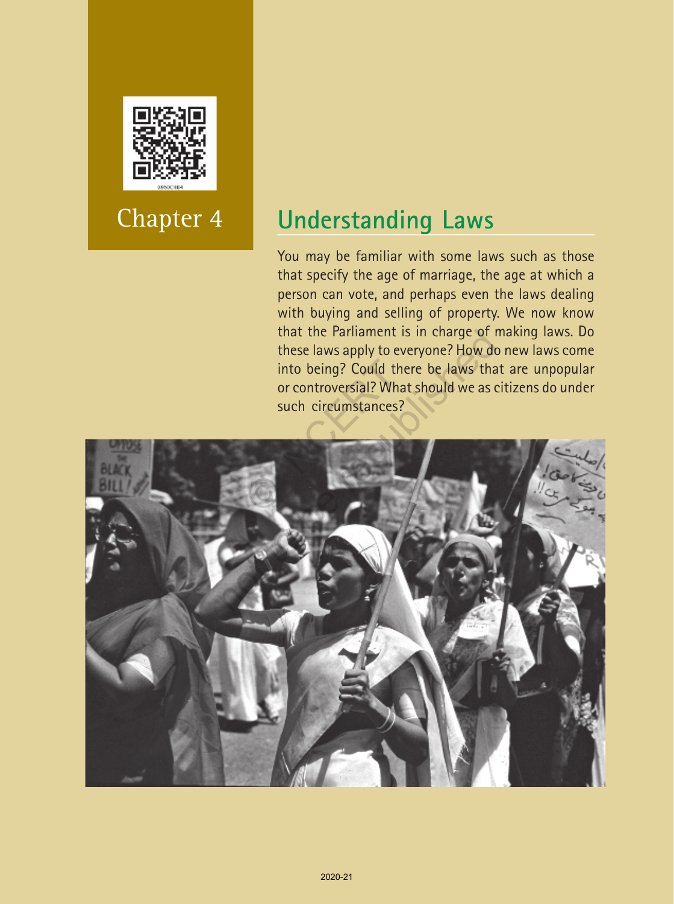Chapter 4

# Understanding Laws

You may be familiar with some laws such as those that specify the age of marriage, the age at which a person can vote, and perhaps even the laws dealing with buying and selling of property. We now know that the Parliament is in charge of making laws. Do these laws apply to everyone? How do new laws come into being? Could there be laws that are unpopular or controversial? What should we as citizens do under such circumstances?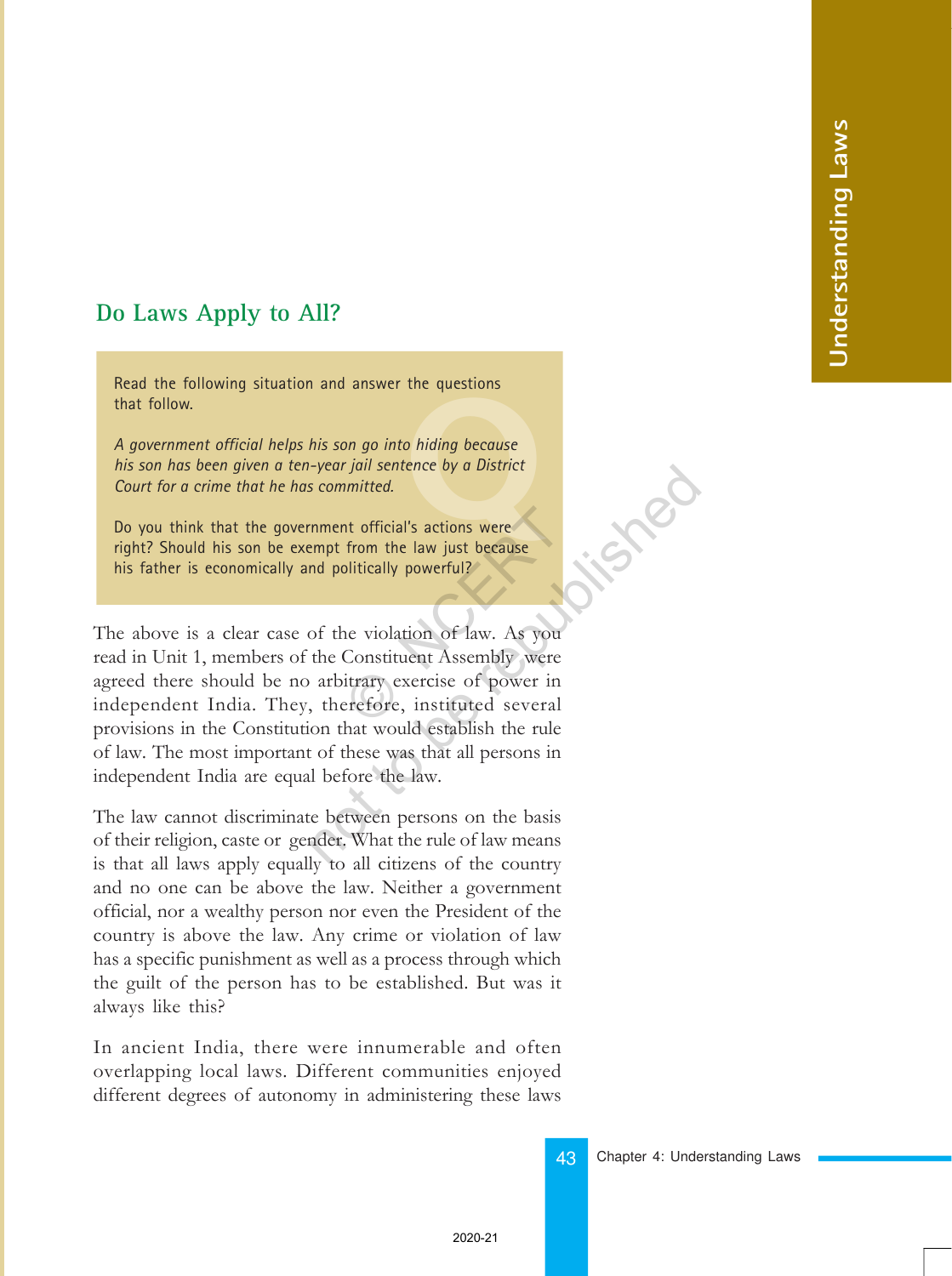## Do Laws Apply to All?

> Read the following situation and answer the questions that follow.
>
> *A government official helps his son go into hiding because his son has been given a ten-year jail sentence by a District Court for a crime that he has committed.*
>
> Do you think that the government official's actions were right? Should his son be exempt from the law just because his father is economically and politically powerful?

The above is a clear case of the violation of law. As you read in Unit 1, members of the Constituent Assembly were agreed there should be no arbitrary exercise of power in independent India. They, therefore, instituted several provisions in the Constitution that would establish the rule of law. The most important of these was that all persons in independent India are equal before the law.

The law cannot discriminate between persons on the basis of their religion, caste or gender. What the rule of law means is that all laws apply equally to all citizens of the country and no one can be above the law. Neither a government official, nor a wealthy person nor even the President of the country is above the law. Any crime or violation of law has a specific punishment as well as a process through which the guilt of the person has to be established. But was it always like this?

In ancient India, there were innumerable and often overlapping local laws. Different communities enjoyed different degrees of autonomy in administering these laws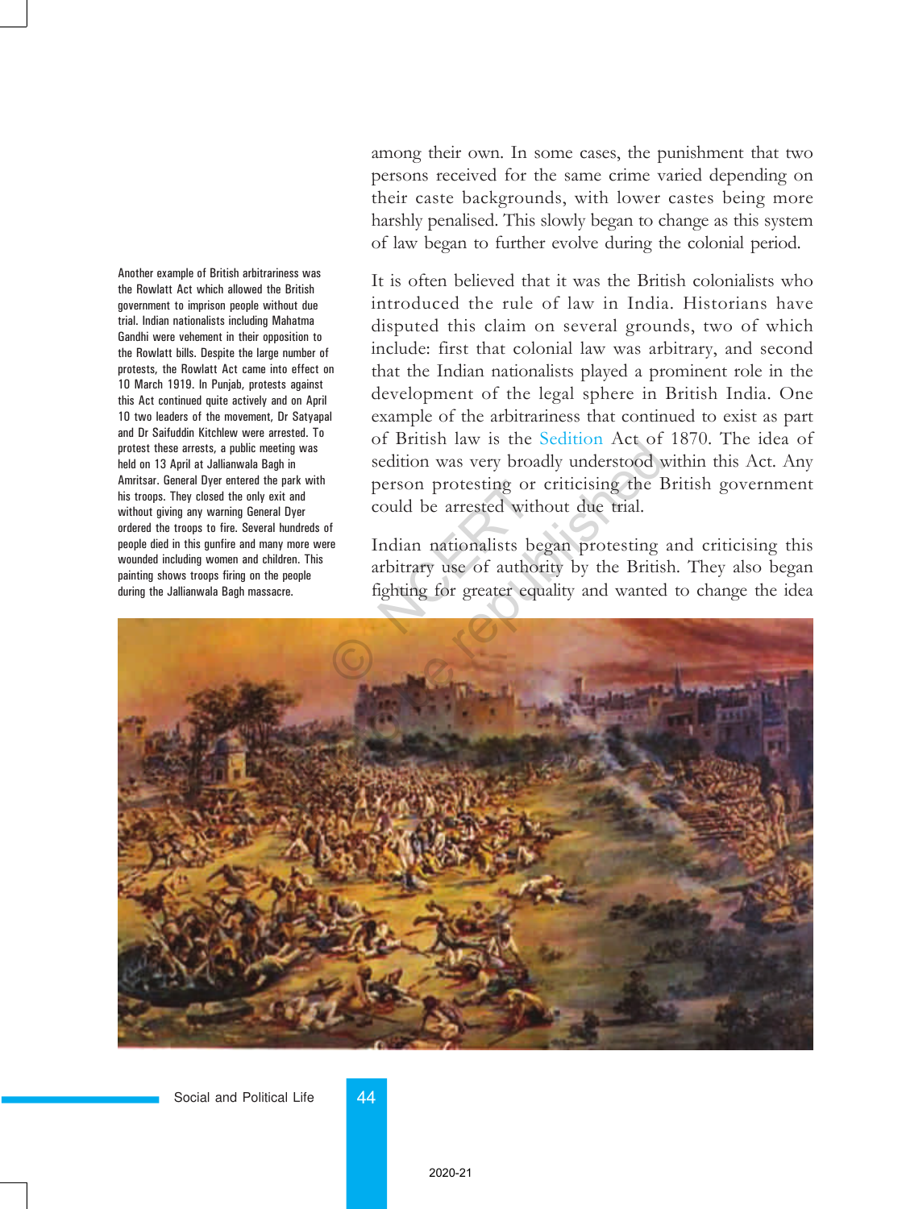among their own. In some cases, the punishment that two persons received for the same crime varied depending on their caste backgrounds, with lower castes being more harshly penalised. This slowly began to change as this system of law began to further evolve during the colonial period.

It is often believed that it was the British colonialists who introduced the rule of law in India. Historians have disputed this claim on several grounds, two of which include: first that colonial law was arbitrary, and second that the Indian nationalists played a prominent role in the development of the legal sphere in British India. One example of the arbitrariness that continued to exist as part of British law is the Sedition Act of 1870. The idea of sedition was very broadly understood within this Act. Any person protesting or criticising the British government could be arrested without due trial.

Indian nationalists began protesting and criticising this arbitrary use of authority by the British. They also began fighting for greater equality and wanted to change the idea

Another example of British arbitrariness was the Rowlatt Act which allowed the British government to imprison people without due trial. Indian nationalists including Mahatma Gandhi were vehement in their opposition to the Rowlatt bills. Despite the large number of protests, the Rowlatt Act came into effect on 10 March 1919. In Punjab, protests against this Act continued quite actively and on April 10 two leaders of the movement, Dr Satyapal and Dr Saifuddin Kitchlew were arrested. To protest these arrests, a public meeting was held on 13 April at Jallianwala Bagh in Amritsar. General Dyer entered the park with his troops. They closed the only exit and without giving any warning General Dyer ordered the troops to fire. Several hundreds of people died in this gunfire and many more were wounded including women and children. This painting shows troops firing on the people during the Jallianwala Bagh massacre.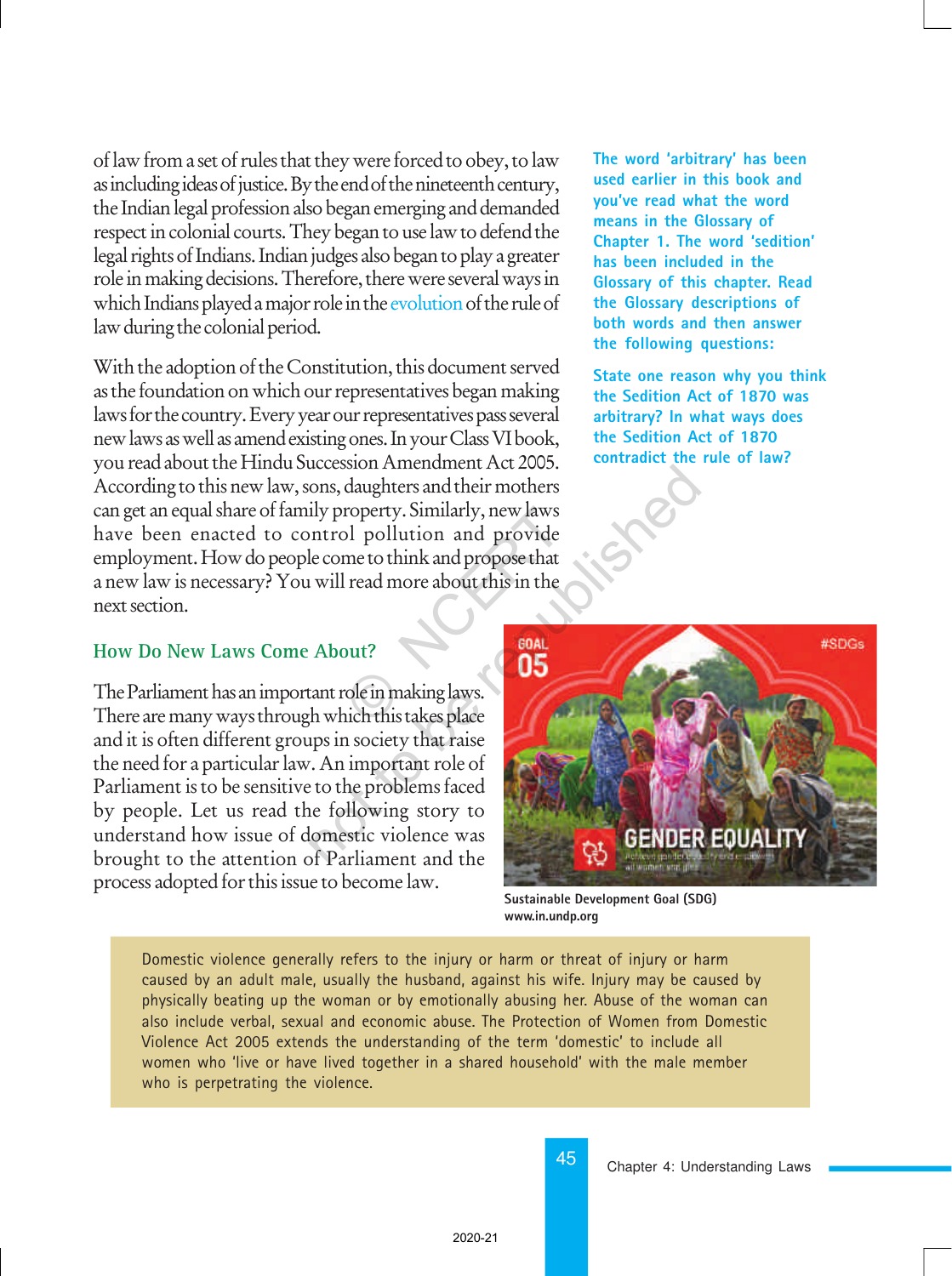of law from a set of rules that they were forced to obey, to law as including ideas of justice. By the end of the nineteenth century, the Indian legal profession also began emerging and demanded respect in colonial courts. They began to use law to defend the legal rights of Indians. Indian judges also began to play a greater role in making decisions. Therefore, there were several ways in which Indians played a major role in the evolution of the rule of law during the colonial period.

With the adoption of the Constitution, this document served as the foundation on which our representatives began making laws for the country. Every year our representatives pass several new laws as well as amend existing ones. In your Class VI book, you read about the Hindu Succession Amendment Act 2005. According to this new law, sons, daughters and their mothers can get an equal share of family property. Similarly, new laws have been enacted to control pollution and provide employment. How do people come to think and propose that a new law is necessary? You will read more about this in the next section.

The word 'arbitrary' has been used earlier in this book and you've read what the word means in the Glossary of Chapter 1. The word 'sedition' has been included in the Glossary of this chapter. Read the Glossary descriptions of both words and then answer the following questions:

State one reason why you think the Sedition Act of 1870 was arbitrary? In what ways does the Sedition Act of 1870 contradict the rule of law?

## How Do New Laws Come About?

The Parliament has an important role in making laws. There are many ways through which this takes place and it is often different groups in society that raise the need for a particular law. An important role of Parliament is to be sensitive to the problems faced by people. Let us read the following story to understand how issue of domestic violence was brought to the attention of Parliament and the process adopted for this issue to become law.

Sustainable Development Goal (SDG)
www.in.undp.org

Domestic violence generally refers to the injury or harm or threat of injury or harm caused by an adult male, usually the husband, against his wife. Injury may be caused by physically beating up the woman or by emotionally abusing her. Abuse of the woman can also include verbal, sexual and economic abuse. The Protection of Women from Domestic Violence Act 2005 extends the understanding of the term 'domestic' to include all women who 'live or have lived together in a shared household' with the male member who is perpetrating the violence.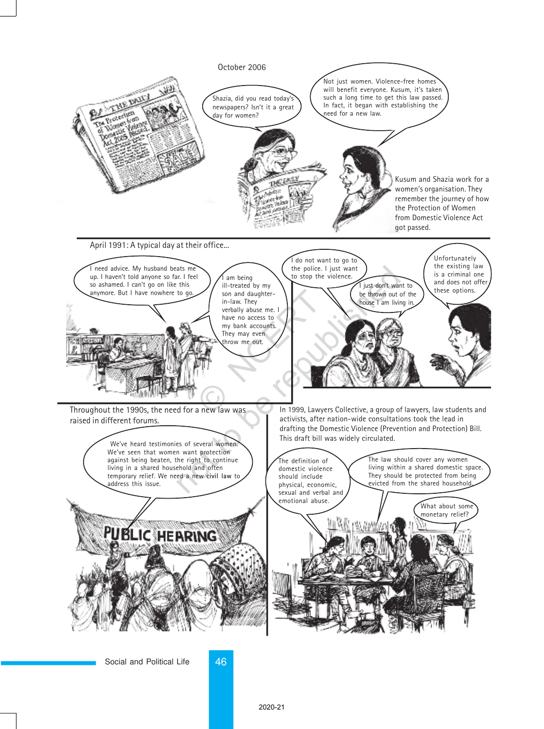October 2006

Shazia, did you read today's newspapers? Isn't it a great day for women?

Not just women. Violence-free homes will benefit everyone. Kusum, it's taken such a long time to get this law passed. In fact, it began with establishing the need for a new law.

Kusum and Shazia work for a women's organisation. They remember the journey of how the Protection of Women from Domestic Violence Act got passed.

April 1991: A typical day at their office...

I need advice. My husband beats me up. I haven't told anyone so far. I feel so ashamed. I can't go on like this anymore. But I have nowhere to go.

I am being ill-treated by my son and daughter-in-law. They verbally abuse me. I have no access to my bank accounts. They may even throw me out.

I do not want to go to the police. I just want to stop the violence.

I just don't want to be thrown out of the house I am living in.

Unfortunately the existing law is a criminal one and does not offer these options.

Throughout the 1990s, the need for a new law was raised in different forums.

We've heard testimonies of several women. We've seen that women want protection against being beaten, the right to continue living in a shared household and often temporary relief. We need a new **civil law** to address this issue.

PUBLIC HEARING

In 1999, Lawyers Collective, a group of lawyers, law students and activists, after nation-wide consultations took the lead in drafting the Domestic Violence (Prevention and Protection) Bill. This draft bill was widely circulated.

The definition of domestic violence should include physical, economic, sexual and verbal and emotional abuse.

The law should cover any women living within a shared domestic space. They should be protected from being evicted from the shared household.

What about some monetary relief?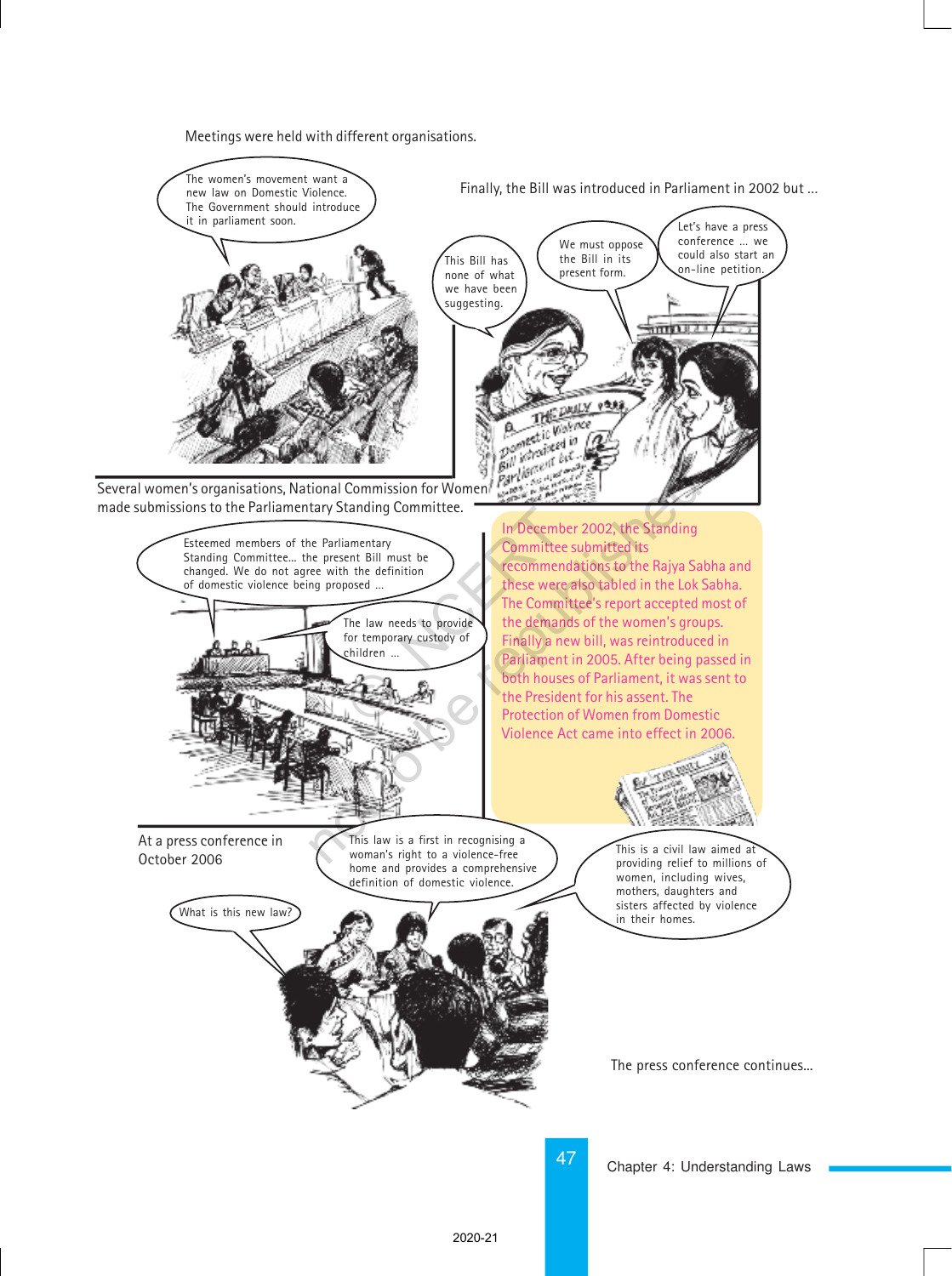Meetings were held with different organisations.

The women's movement want a new law on Domestic Violence. The Government should introduce it in parliament soon.

Finally, the Bill was introduced in Parliament in 2002 but ...

This Bill has none of what we have been suggesting.

We must oppose the Bill in its present form.

Let's have a press conference ... we could also start an on-line petition.

Several women's organisations, National Commission for Women made submissions to the Parliamentary Standing Committee.

Esteemed members of the Parliamentary Standing Committee... the present Bill must be changed. We do not agree with the definition of domestic violence being proposed ...

The law needs to provide for temporary custody of children ...

In December 2002, the Standing Committee submitted its recommendations to the Rajya Sabha and these were also tabled in the Lok Sabha. The Committee's report accepted most of the demands of the women's groups. Finally a new bill, was reintroduced in Parliament in 2005. After being passed in both houses of Parliament, it was sent to the President for his assent. The Protection of Women from Domestic Violence Act came into effect in 2006.

At a press conference in October 2006

This law is a first in recognising a woman's right to a violence-free home and provides a comprehensive definition of domestic violence.

This is a civil law aimed at providing relief to millions of women, including wives, mothers, daughters and sisters affected by violence in their homes.

What is this new law?

The press conference continues...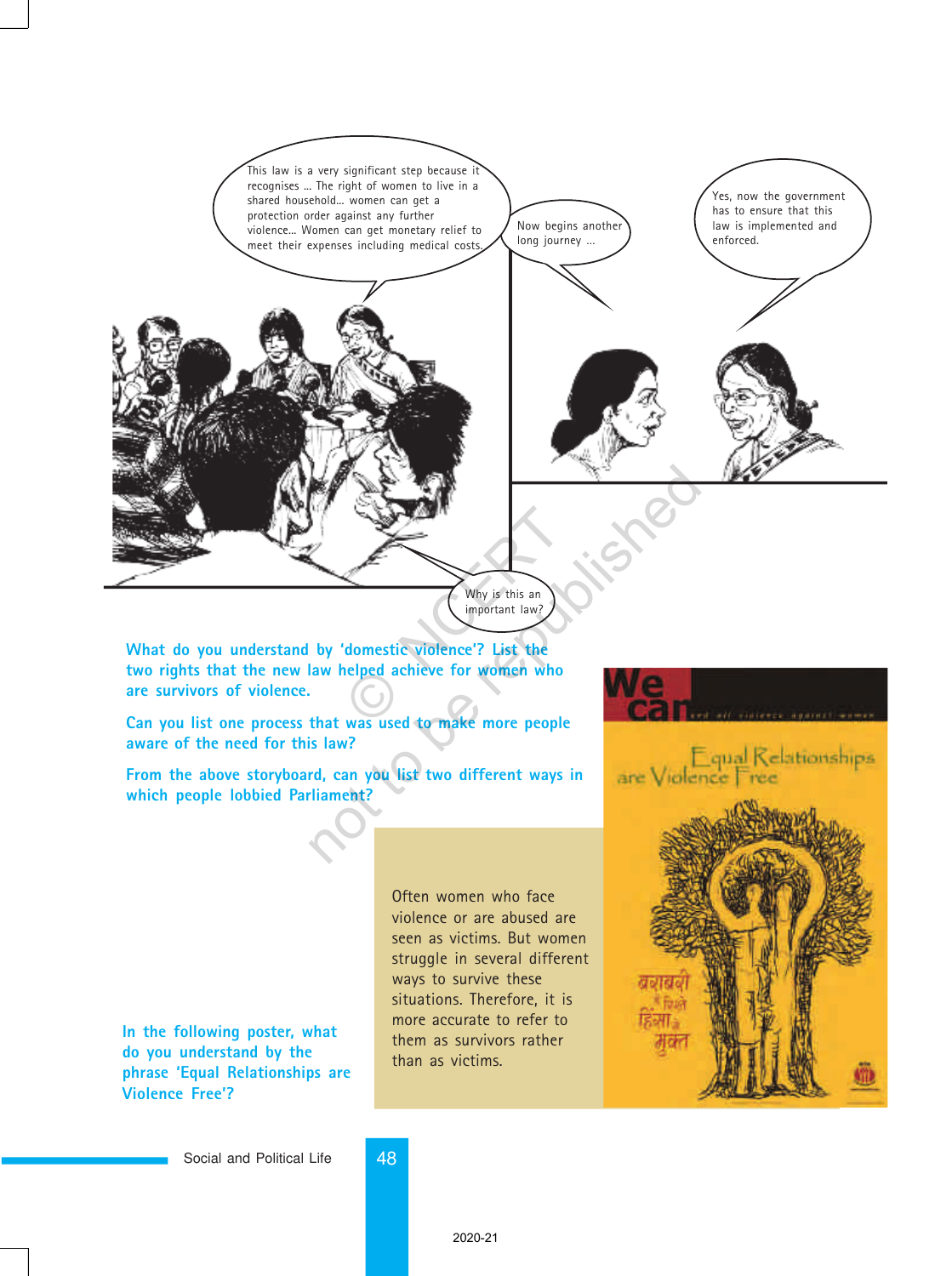This law is a very significant step because it recognises ... The right of women to live in a shared household... women can get a protection order against any further violence... Women can get monetary relief to meet their expenses including medical costs.

Now begins another long journey ...

Yes, now the government has to ensure that this law is implemented and enforced.

Why is this an important law?

**What do you understand by 'domestic violence'? List the two rights that the new law helped achieve for women who are survivors of violence.**

**Can you list one process that was used to make more people aware of the need for this law?**

**From the above storyboard, can you list two different ways in which people lobbied Parliament?**

Often women who face violence or are abused are seen as victims. But women struggle in several different ways to survive these situations. Therefore, it is more accurate to refer to them as survivors rather than as victims.

**In the following poster, what do you understand by the phrase 'Equal Relationships are Violence Free'?**

We can end all violence against women

Equal Relationships are Violence Free

बराबरी के रिश्ते हिंसा से मुक्त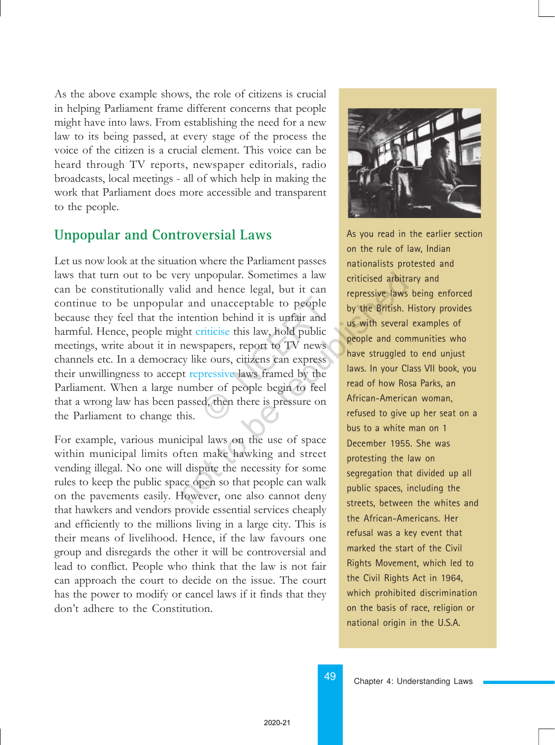As the above example shows, the role of citizens is crucial in helping Parliament frame different concerns that people might have into laws. From establishing the need for a new law to its being passed, at every stage of the process the voice of the citizen is a crucial element. This voice can be heard through TV reports, newspaper editorials, radio broadcasts, local meetings - all of which help in making the work that Parliament does more accessible and transparent to the people.

## Unpopular and Controversial Laws

Let us now look at the situation where the Parliament passes laws that turn out to be very unpopular. Sometimes a law can be constitutionally valid and hence legal, but it can continue to be unpopular and unacceptable to people because they feel that the intention behind it is unfair and harmful. Hence, people might criticise this law, hold public meetings, write about it in newspapers, report to TV news channels etc. In a democracy like ours, citizens can express their unwillingness to accept repressive laws framed by the Parliament. When a large number of people begin to feel that a wrong law has been passed, then there is pressure on the Parliament to change this.

For example, various municipal laws on the use of space within municipal limits often make hawking and street vending illegal. No one will dispute the necessity for some rules to keep the public space open so that people can walk on the pavements easily. However, one also cannot deny that hawkers and vendors provide essential services cheaply and efficiently to the millions living in a large city. This is their means of livelihood. Hence, if the law favours one group and disregards the other it will be controversial and lead to conflict. People who think that the law is not fair can approach the court to decide on the issue. The court has the power to modify or cancel laws if it finds that they don't adhere to the Constitution.

As you read in the earlier section on the rule of law, Indian nationalists protested and criticised arbitrary and repressive laws being enforced by the British. History provides us with several examples of people and communities who have struggled to end unjust laws. In your Class VII book, you read of how Rosa Parks, an African-American woman, refused to give up her seat on a bus to a white man on 1 December 1955. She was protesting the law on segregation that divided up all public spaces, including the streets, between the whites and the African-Americans. Her refusal was a key event that marked the start of the Civil Rights Movement, which led to the Civil Rights Act in 1964, which prohibited discrimination on the basis of race, religion or national origin in the U.S.A.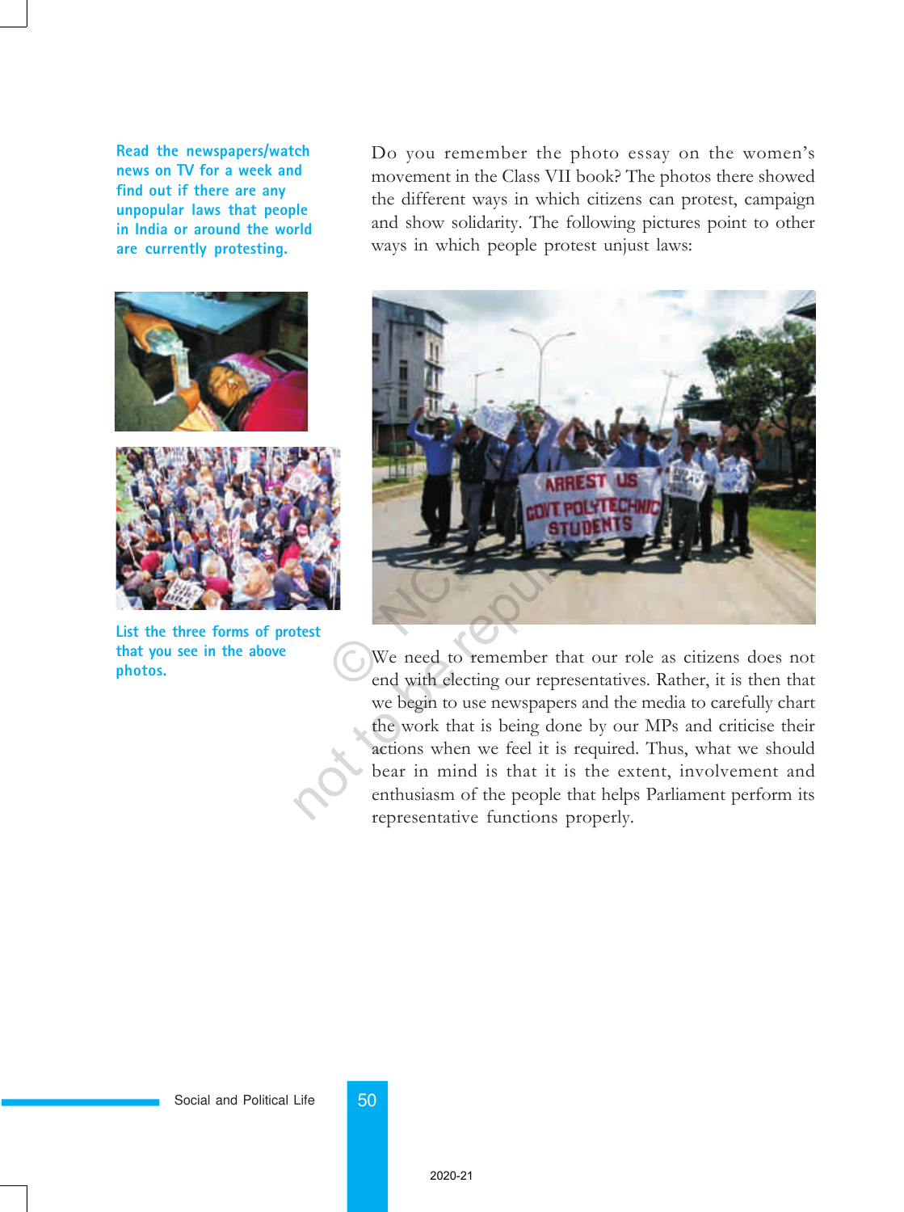Read the newspapers/watch news on TV for a week and find out if there are any unpopular laws that people in India or around the world are currently protesting.

Do you remember the photo essay on the women's movement in the Class VII book? The photos there showed the different ways in which citizens can protest, campaign and show solidarity. The following pictures point to other ways in which people protest unjust laws:

List the three forms of protest that you see in the above photos.

We need to remember that our role as citizens does not end with electing our representatives. Rather, it is then that we begin to use newspapers and the media to carefully chart the work that is being done by our MPs and criticise their actions when we feel it is required. Thus, what we should bear in mind is that it is the extent, involvement and enthusiasm of the people that helps Parliament perform its representative functions properly.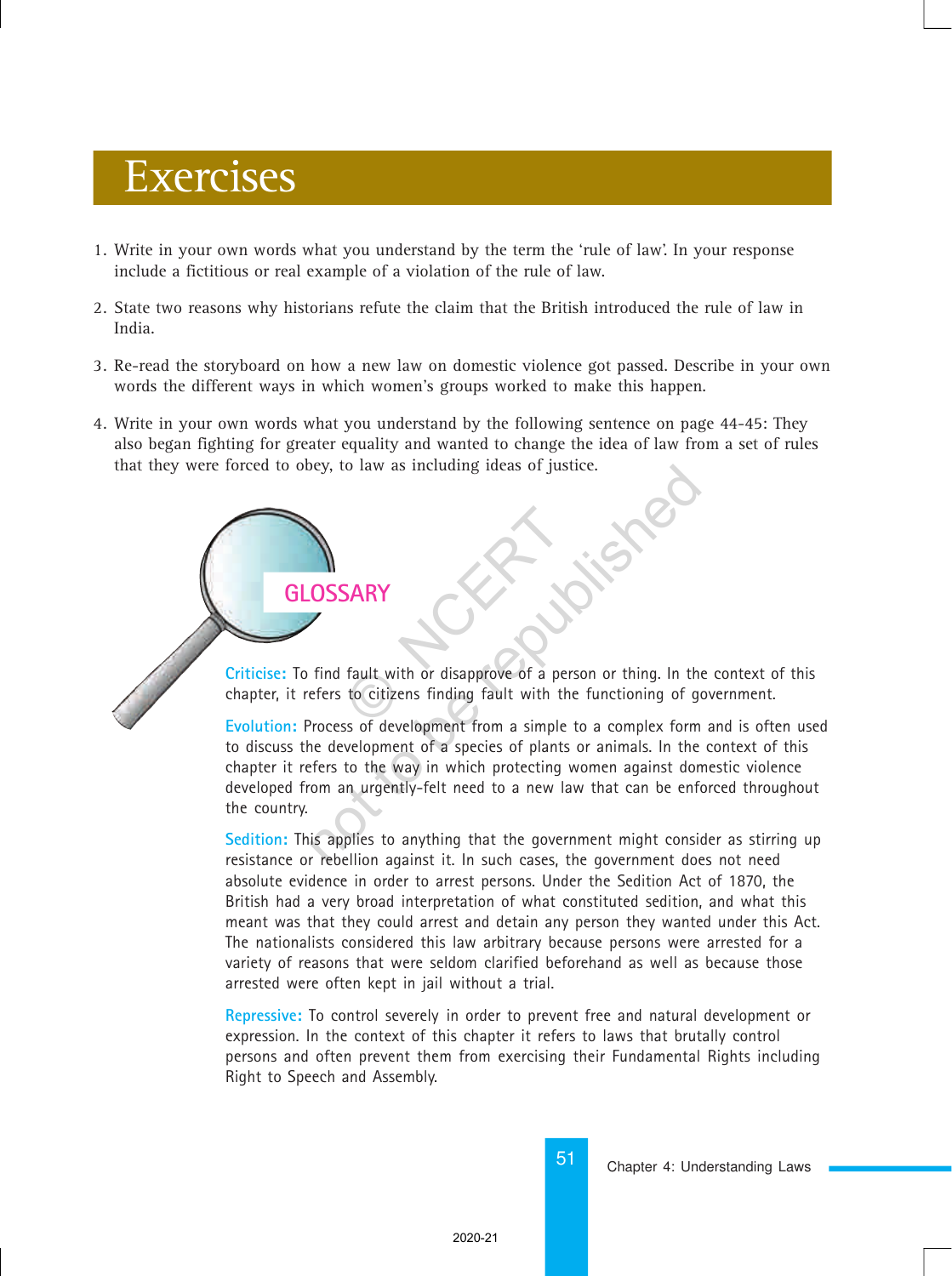# Exercises

1. Write in your own words what you understand by the term the 'rule of law'. In your response include a fictitious or real example of a violation of the rule of law.

2. State two reasons why historians refute the claim that the British introduced the rule of law in India.

3. Re-read the storyboard on how a new law on domestic violence got passed. Describe in your own words the different ways in which women's groups worked to make this happen.

4. Write in your own words what you understand by the following sentence on page 44-45: They also began fighting for greater equality and wanted to change the idea of law from a set of rules that they were forced to obey, to law as including ideas of justice.

## GLOSSARY

**Criticise:** To find fault with or disapprove of a person or thing. In the context of this chapter, it refers to citizens finding fault with the functioning of government.

**Evolution:** Process of development from a simple to a complex form and is often used to discuss the development of a species of plants or animals. In the context of this chapter it refers to the way in which protecting women against domestic violence developed from an urgently-felt need to a new law that can be enforced throughout the country.

**Sedition:** This applies to anything that the government might consider as stirring up resistance or rebellion against it. In such cases, the government does not need absolute evidence in order to arrest persons. Under the Sedition Act of 1870, the British had a very broad interpretation of what constituted sedition, and what this meant was that they could arrest and detain any person they wanted under this Act. The nationalists considered this law arbitrary because persons were arrested for a variety of reasons that were seldom clarified beforehand as well as because those arrested were often kept in jail without a trial.

**Repressive:** To control severely in order to prevent free and natural development or expression. In the context of this chapter it refers to laws that brutally control persons and often prevent them from exercising their Fundamental Rights including Right to Speech and Assembly.